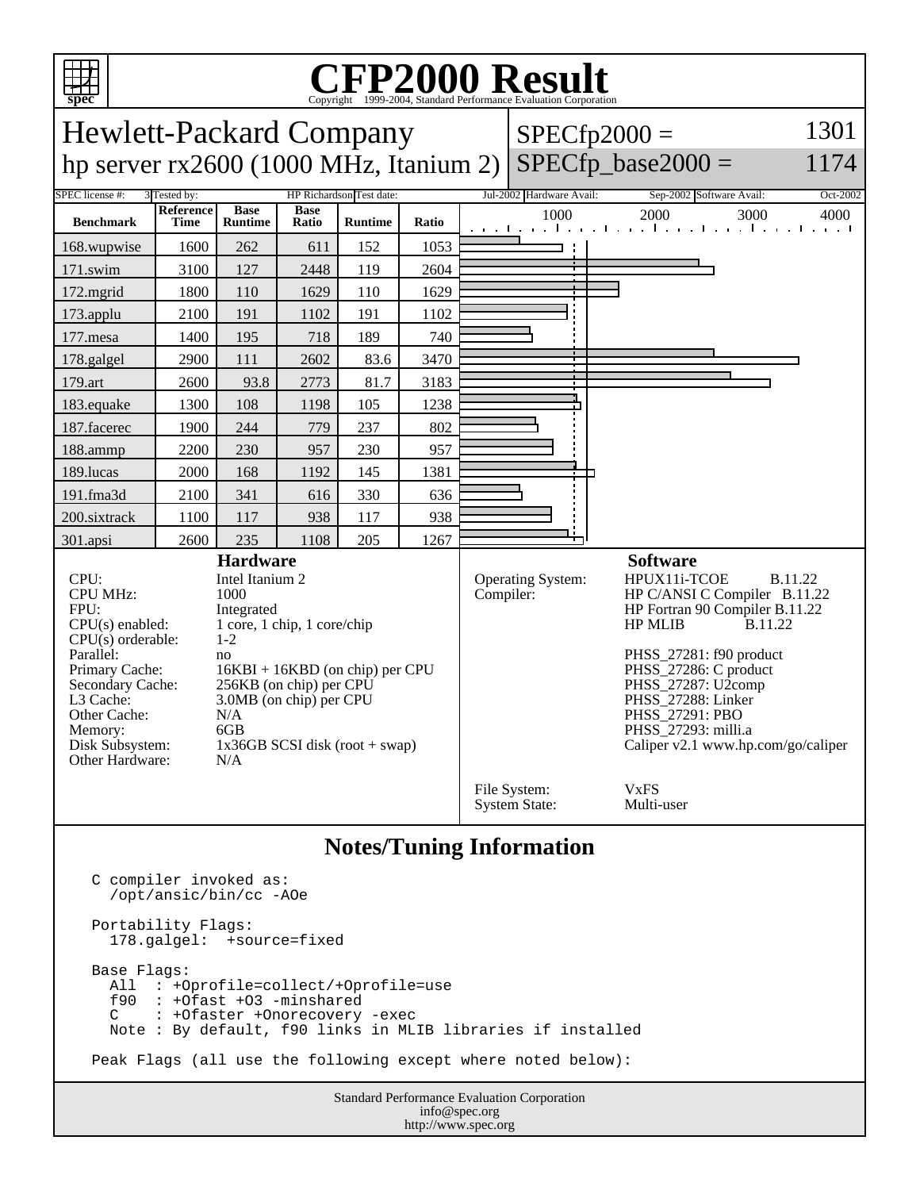# CFP2000 Result

Copyright 1999-2004, Standard Performance Evaluation Corporation

## Hewlett-Packard Company

## hp server rx2600 (1000 MHz, Itanium 2)

SPECfp2000 = 1301

SPECfp_base2000 = 1174

| SPEC license #: | 3 | Tested by: | HP Richardson | Test date: | Jul-2002 | Hardware Avail: | Sep-2002 | Software Avail: | Oct-2002 |
|---|---|---|---|---|---|---|---|---|---|

| Benchmark | Reference Time | Base Runtime | Base Ratio | Runtime | Ratio |
|---|---|---|---|---|---|
| 168.wupwise | 1600 | 262 | 611 | 152 | 1053 |
| 171.swim | 3100 | 127 | 2448 | 119 | 2604 |
| 172.mgrid | 1800 | 110 | 1629 | 110 | 1629 |
| 173.applu | 2100 | 191 | 1102 | 191 | 1102 |
| 177.mesa | 1400 | 195 | 718 | 189 | 740 |
| 178.galgel | 2900 | 111 | 2602 | 83.6 | 3470 |
| 179.art | 2600 | 93.8 | 2773 | 81.7 | 3183 |
| 183.equake | 1300 | 108 | 1198 | 105 | 1238 |
| 187.facerec | 1900 | 244 | 779 | 237 | 802 |
| 188.ammp | 2200 | 230 | 957 | 230 | 957 |
| 189.lucas | 2000 | 168 | 1192 | 145 | 1381 |
| 191.fma3d | 2100 | 341 | 616 | 330 | 636 |
| 200.sixtrack | 1100 | 117 | 938 | 117 | 938 |
| 301.apsi | 2600 | 235 | 1108 | 205 | 1267 |

### Hardware

| | |
|---|---|
| CPU: | Intel Itanium 2 |
| CPU MHz: | 1000 |
| FPU: | Integrated |
| CPU(s) enabled: | 1 core, 1 chip, 1 core/chip |
| CPU(s) orderable: | 1-2 |
| Parallel: | no |
| Primary Cache: | 16KBI + 16KBD (on chip) per CPU |
| Secondary Cache: | 256KB (on chip) per CPU |
| L3 Cache: | 3.0MB (on chip) per CPU |
| Other Cache: | N/A |
| Memory: | 6GB |
| Disk Subsystem: | 1x36GB SCSI disk (root + swap) |
| Other Hardware: | N/A |

### Software

| | |
|---|---|
| Operating System: | HPUX11i-TCOE B.11.22 |
| Compiler: | HP C/ANSI C Compiler B.11.22<br>HP Fortran 90 Compiler B.11.22<br>HP MLIB B.11.22<br><br>PHSS_27281: f90 product<br>PHSS_27286: C product<br>PHSS_27287: U2comp<br>PHSS_27288: Linker<br>PHSS_27291: PBO<br>PHSS_27293: milli.a<br>Caliper v2.1 www.hp.com/go/caliper |
| File System: | VxFS |
| System State: | Multi-user |

## Notes/Tuning Information

```
C compiler invoked as:
  /opt/ansic/bin/cc -AOe

Portability Flags:
  178.galgel:  +source=fixed

Base Flags:
  All  : +Oprofile=collect/+Oprofile=use
  f90  : +Ofast +O3 -minshared
  C    : +Ofaster +Onorecovery -exec
  Note : By default, f90 links in MLIB libraries if installed

Peak Flags (all use the following except where noted below):
```

Standard Performance Evaluation Corporation
info@spec.org
http://www.spec.org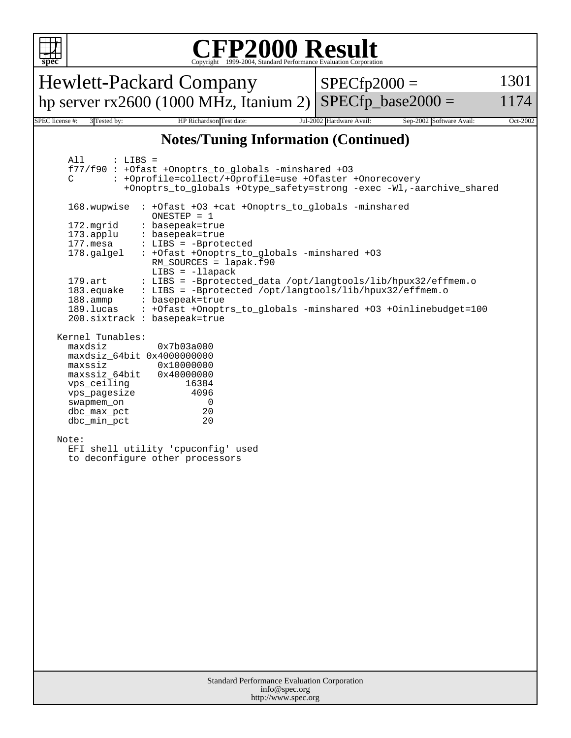# CFP2000 Result

Copyright 1999-2004, Standard Performance Evaluation Corporation

| | |
|---|---|
| Hewlett-Packard Company | SPECfp2000 = 1301 |
| hp server rx2600 (1000 MHz, Itanium 2) | SPECfp_base2000 = 1174 |

SPEC license #: 3 Tested by: HP Richardson Test date: Jul-2002 Hardware Avail: Sep-2002 Software Avail: Oct-2002

## Notes/Tuning Information (Continued)

```
  All     : LIBS =
  f77/f90 : +Ofast +Onoptrs_to_globals -minshared +O3
  C       : +Oprofile=collect/+Oprofile=use +Ofaster +Onorecovery
            +Onoptrs_to_globals +Otype_safety=strong -exec -Wl,-aarchive_shared

  168.wupwise  : +Ofast +O3 +cat +Onoptrs_to_globals -minshared
                 ONESTEP = 1
  172.mgrid    : basepeak=true
  173.applu    : basepeak=true
  177.mesa     : LIBS = -Bprotected
  178.galgel   : +Ofast +Onoptrs_to_globals -minshared +O3
                 RM_SOURCES = lapak.f90
                 LIBS = -llapack
  179.art      : LIBS = -Bprotected_data /opt/langtools/lib/hpux32/effmem.o
  183.equake   : LIBS = -Bprotected /opt/langtools/lib/hpux32/effmem.o
  188.ammp     : basepeak=true
  189.lucas    : +Ofast +Onoptrs_to_globals -minshared +O3 +Oinlinebudget=100
  200.sixtrack : basepeak=true

Kernel Tunables:
  maxdsiz         0x7b03a000
  maxdsiz_64bit 0x4000000000
  maxssiz         0x10000000
  maxssiz_64bit   0x40000000
  vps_ceiling          16384
  vps_pagesize          4096
  swapmem_on               0
  dbc_max_pct             20
  dbc_min_pct             20

Note:
  EFI shell utility 'cpuconfig' used
  to deconfigure other processors
```

Standard Performance Evaluation Corporation
info@spec.org
http://www.spec.org